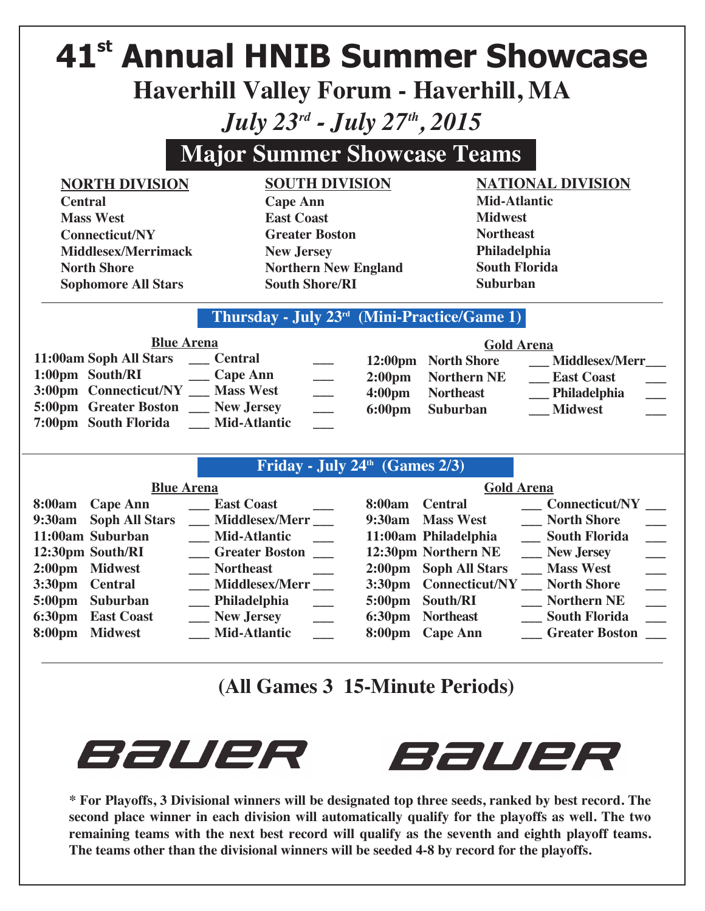# 41st Annual HNIB Summer Showcase

## Haverhill Valley Forum - Haverhill, MA

### *July 23rd - July 27th, 2015*

## Major Summer Showcase Teams

| NORTH DIVISION | SOUTH DIVISION | NATIONAL DIVISION |
|---|---|---|
| Central | Cape Ann | Mid-Atlantic |
| Mass West | East Coast | Midwest |
| Connecticut/NY | Greater Boston | Northeast |
| Middlesex/Merrimack | New Jersey | Philadelphia |
| North Shore | Northern New England | South Florida |
| Sophomore All Stars | South Shore/RI | Suburban |

## Thursday - July 23rd (Mini-Practice/Game 1)

**Blue Arena**

| Time | Team | Score | Team | Score |
|---|---|---|---|---|
| 11:00am | Soph All Stars | ___ | Central | ___ |
| 1:00pm | South/RI | ___ | Cape Ann | ___ |
| 3:00pm | Connecticut/NY | ___ | Mass West | ___ |
| 5:00pm | Greater Boston | ___ | New Jersey | ___ |
| 7:00pm | South Florida | ___ | Mid-Atlantic | ___ |

**Gold Arena**

| Time | Team | Score | Team | Score |
|---|---|---|---|---|
| 12:00pm | North Shore | ___ | Middlesex/Merr | ___ |
| 2:00pm | Northern NE | ___ | East Coast | ___ |
| 4:00pm | Northeast | ___ | Philadelphia | ___ |
| 6:00pm | Suburban | ___ | Midwest | ___ |

## Friday - July 24th (Games 2/3)

**Blue Arena**

| Time | Team | Score | Team | Score |
|---|---|---|---|---|
| 8:00am | Cape Ann | ___ | East Coast | ___ |
| 9:30am | Soph All Stars | ___ | Middlesex/Merr | ___ |
| 11:00am | Suburban | ___ | Mid-Atlantic | ___ |
| 12:30pm | South/RI | ___ | Greater Boston | ___ |
| 2:00pm | Midwest | ___ | Northeast | ___ |
| 3:30pm | Central | ___ | Middlesex/Merr | ___ |
| 5:00pm | Suburban | ___ | Philadelphia | ___ |
| 6:30pm | East Coast | ___ | New Jersey | ___ |
| 8:00pm | Midwest | ___ | Mid-Atlantic | ___ |

**Gold Arena**

| Time | Team | Score | Team | Score |
|---|---|---|---|---|
| 8:00am | Central | ___ | Connecticut/NY | ___ |
| 9:30am | Mass West | ___ | North Shore | ___ |
| 11:00am | Philadelphia | ___ | South Florida | ___ |
| 12:30pm | Northern NE | ___ | New Jersey | ___ |
| 2:00pm | Soph All Stars | ___ | Mass West | ___ |
| 3:30pm | Connecticut/NY | ___ | North Shore | ___ |
| 5:00pm | South/RI | ___ | Northern NE | ___ |
| 6:30pm | Northeast | ___ | South Florida | ___ |
| 8:00pm | Cape Ann | ___ | Greater Boston | ___ |

## (All Games 3 15-Minute Periods)

BAUER BAUER

**\* For Playoffs, 3 Divisional winners will be designated top three seeds, ranked by best record. The second place winner in each division will automatically qualify for the playoffs as well. The two remaining teams with the next best record will qualify as the seventh and eighth playoff teams. The teams other than the divisional winners will be seeded 4-8 by record for the playoffs.**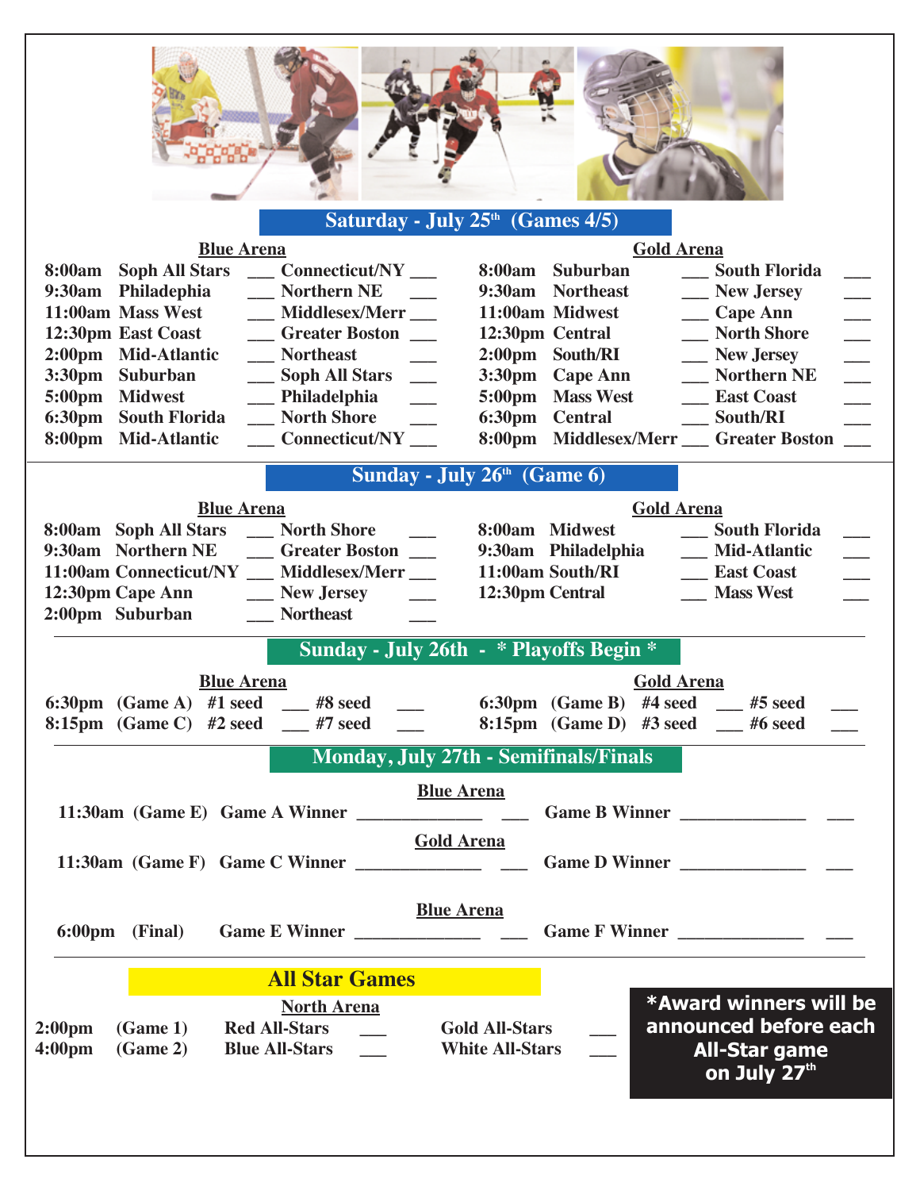## Saturday - July 25th (Games 4/5)

**Blue Arena**

| Time | Team | Score | Team | Score |
|---|---|---|---|---|
| 8:00am | Soph All Stars | ___ | Connecticut/NY | ___ |
| 9:30am | Philadephia | ___ | Northern NE | ___ |
| 11:00am | Mass West | ___ | Middlesex/Merr | ___ |
| 12:30pm | East Coast | ___ | Greater Boston | ___ |
| 2:00pm | Mid-Atlantic | ___ | Northeast | ___ |
| 3:30pm | Suburban | ___ | Soph All Stars | ___ |
| 5:00pm | Midwest | ___ | Philadelphia | ___ |
| 6:30pm | South Florida | ___ | North Shore | ___ |
| 8:00pm | Mid-Atlantic | ___ | Connecticut/NY | ___ |

**Gold Arena**

| Time | Team | Score | Team | Score |
|---|---|---|---|---|
| 8:00am | Suburban | ___ | South Florida | ___ |
| 9:30am | Northeast | ___ | New Jersey | ___ |
| 11:00am | Midwest | ___ | Cape Ann | ___ |
| 12:30pm | Central | ___ | North Shore | ___ |
| 2:00pm | South/RI | ___ | New Jersey | ___ |
| 3:30pm | Cape Ann | ___ | Northern NE | ___ |
| 5:00pm | Mass West | ___ | East Coast | ___ |
| 6:30pm | Central | ___ | South/RI | ___ |
| 8:00pm | Middlesex/Merr | ___ | Greater Boston | ___ |

## Sunday - July 26th (Game 6)

**Blue Arena**

| Time | Team | Score | Team | Score |
|---|---|---|---|---|
| 8:00am | Soph All Stars | ___ | North Shore | ___ |
| 9:30am | Northern NE | ___ | Greater Boston | ___ |
| 11:00am | Connecticut/NY | ___ | Middlesex/Merr | ___ |
| 12:30pm | Cape Ann | ___ | New Jersey | ___ |
| 2:00pm | Suburban | ___ | Northeast | ___ |

**Gold Arena**

| Time | Team | Score | Team | Score |
|---|---|---|---|---|
| 8:00am | Midwest | ___ | South Florida | ___ |
| 9:30am | Philadelphia | ___ | Mid-Atlantic | ___ |
| 11:00am | South/RI | ___ | East Coast | ___ |
| 12:30pm | Central | ___ | Mass West | ___ |

## Sunday - July 26th - * Playoffs Begin *

**Blue Arena**

| Time | Game | Team | Score | Team | Score |
|---|---|---|---|---|---|
| 6:30pm | (Game A) | #1 seed | ___ | #8 seed | ___ |
| 8:15pm | (Game C) | #2 seed | ___ | #7 seed | ___ |

**Gold Arena**

| Time | Game | Team | Score | Team | Score |
|---|---|---|---|---|---|
| 6:30pm | (Game B) | #4 seed | ___ | #5 seed | ___ |
| 8:15pm | (Game D) | #3 seed | ___ | #6 seed | ___ |

## Monday, July 27th - Semifinals/Finals

**Blue Arena**

11:30am (Game E) Game A Winner _____________ ___ Game B Winner _____________ ___

**Gold Arena**

11:30am (Game F) Game C Winner _____________ ___ Game D Winner _____________ ___

**Blue Arena**

6:00pm (Final) Game E Winner _____________ ___ Game F Winner _____________ ___

## All Star Games

**North Arena**

| Time | Game | Team | Score | Team | Score |
|---|---|---|---|---|---|
| 2:00pm | (Game 1) | Red All-Stars | ___ | Gold All-Stars | ___ |
| 4:00pm | (Game 2) | Blue All-Stars | ___ | White All-Stars | ___ |

**\*Award winners will be announced before each All-Star game on July 27th**